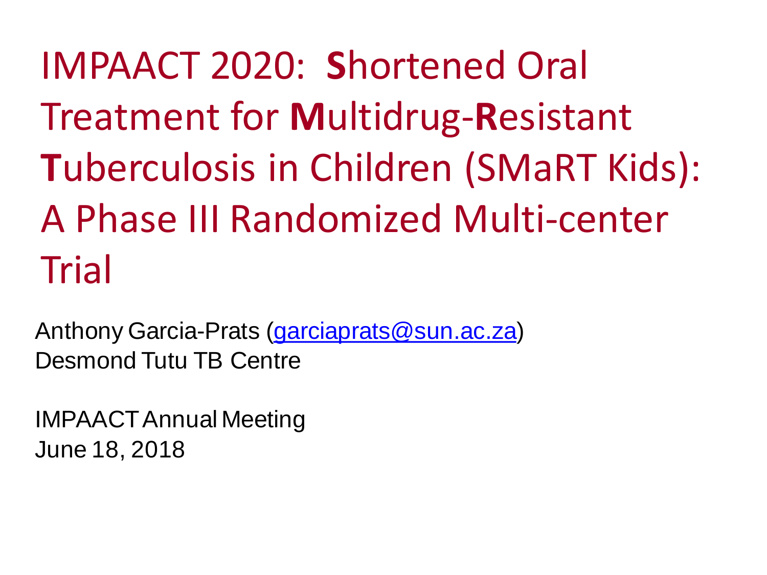# IMPAACT 2020: **S**hortened Oral Treatment for **M**ultidrug-**R**esistant **T**uberculosis in Children (SMaRT Kids): A Phase III Randomized Multi-center Trial

Anthony Garcia-Prats (garciaprats@sun.ac.za)
Desmond Tutu TB Centre

IMPAACT Annual Meeting
June 18, 2018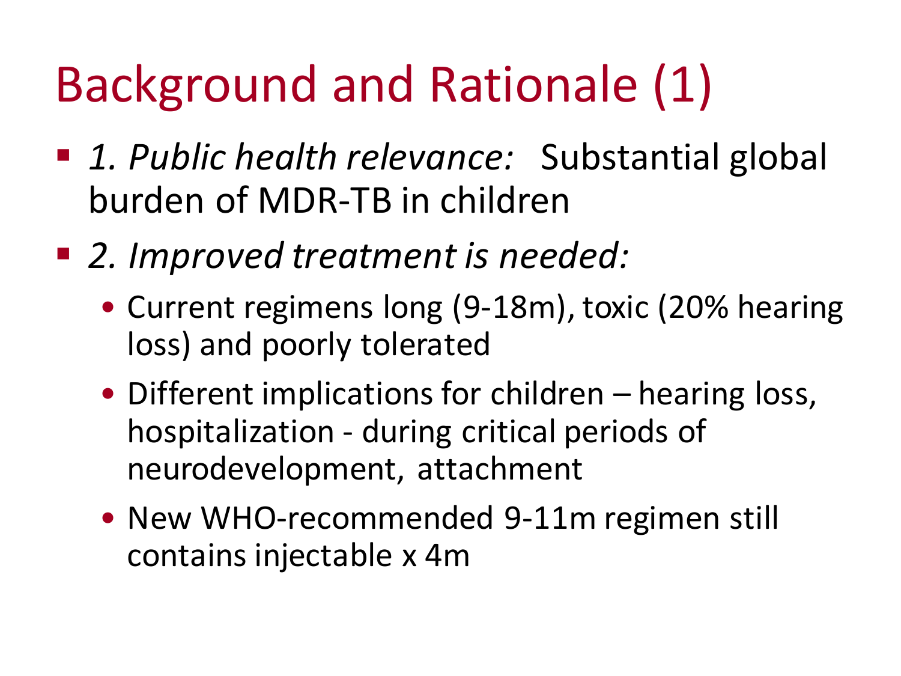# Background and Rationale (1)

- *1. Public health relevance:* Substantial global burden of MDR-TB in children
- *2. Improved treatment is needed:*
  - Current regimens long (9-18m), toxic (20% hearing loss) and poorly tolerated
  - Different implications for children – hearing loss, hospitalization - during critical periods of neurodevelopment, attachment
  - New WHO-recommended 9-11m regimen still contains injectable x 4m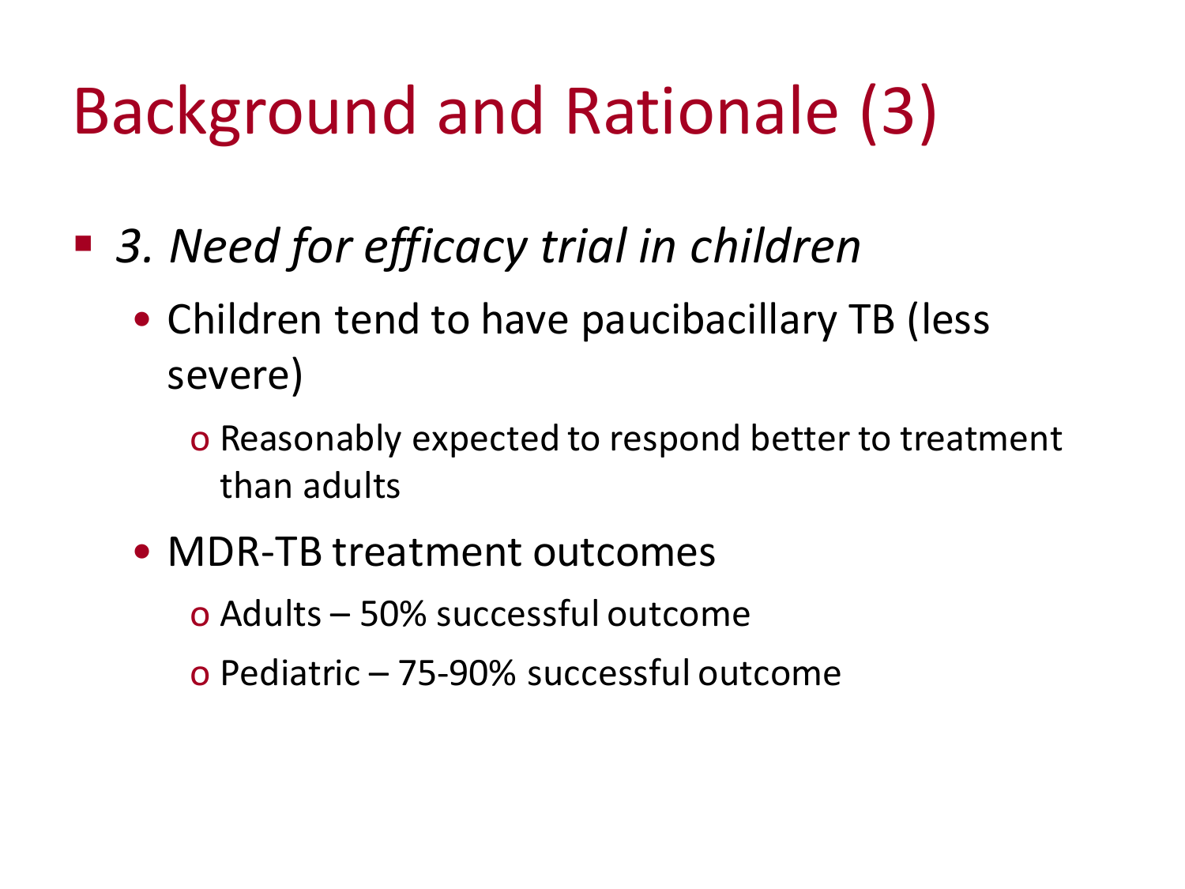# Background and Rationale (3)

- *3. Need for efficacy trial in children*
  - Children tend to have paucibacillary TB (less severe)
    - Reasonably expected to respond better to treatment than adults
  - MDR-TB treatment outcomes
    - Adults – 50% successful outcome
    - Pediatric – 75-90% successful outcome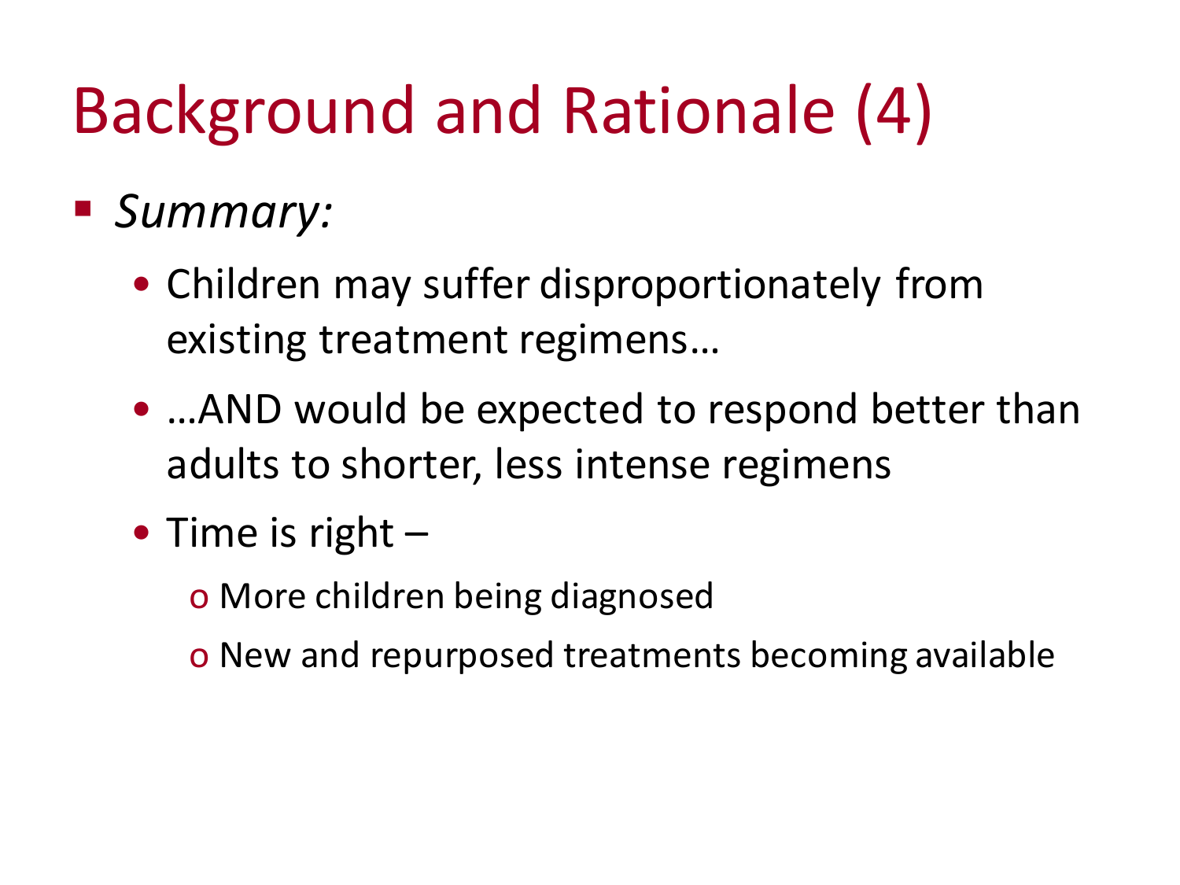# Background and Rationale (4)

- *Summary:*
  - Children may suffer disproportionately from existing treatment regimens…
  - …AND would be expected to respond better than adults to shorter, less intense regimens
  - Time is right –
    - More children being diagnosed
    - New and repurposed treatments becoming available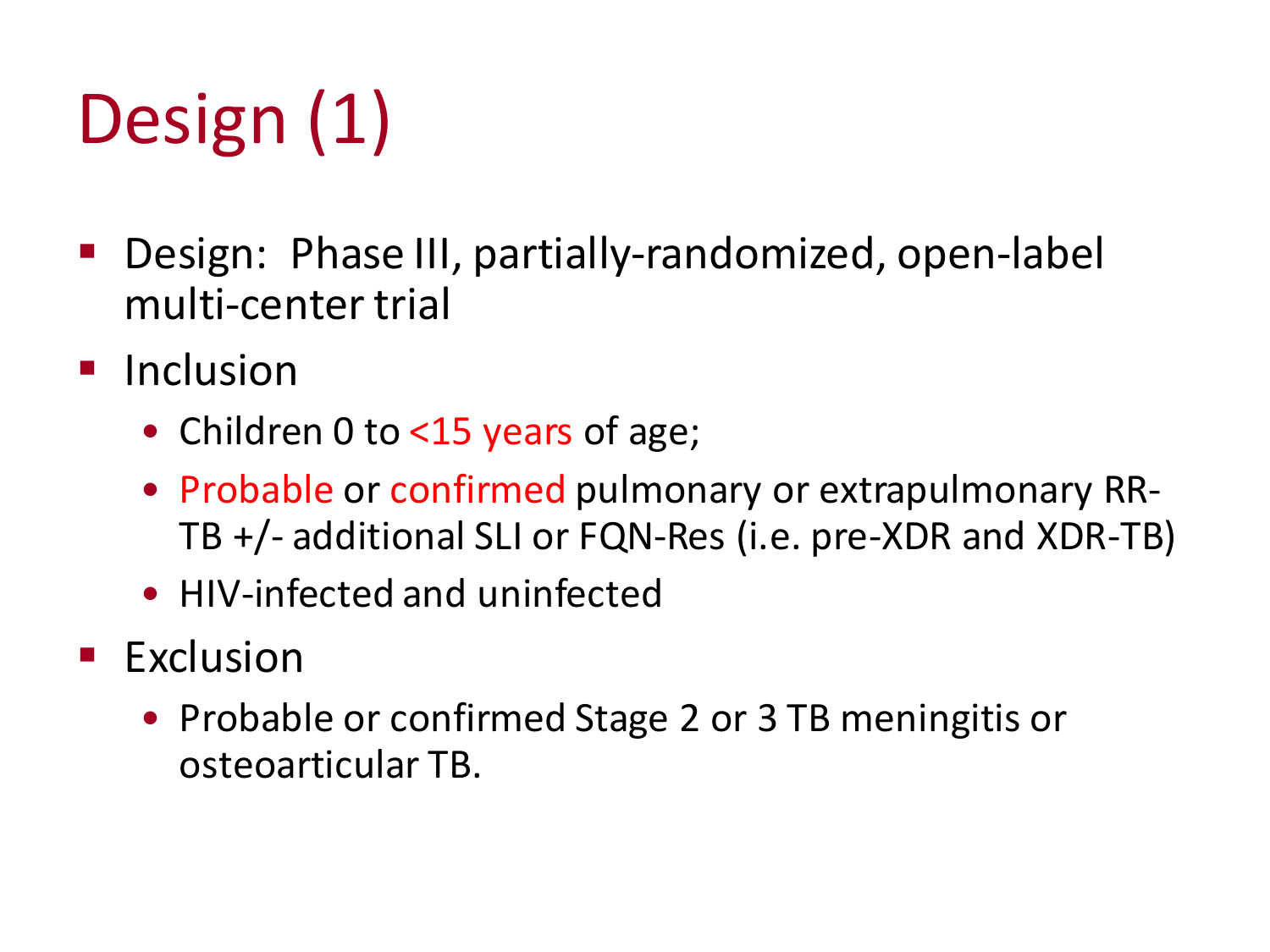# Design (1)

- Design: Phase III, partially-randomized, open-label multi-center trial
- Inclusion
  - Children 0 to <15 years of age;
  - Probable or confirmed pulmonary or extrapulmonary RR-TB +/- additional SLI or FQN-Res (i.e. pre-XDR and XDR-TB)
  - HIV-infected and uninfected
- Exclusion
  - Probable or confirmed Stage 2 or 3 TB meningitis or osteoarticular TB.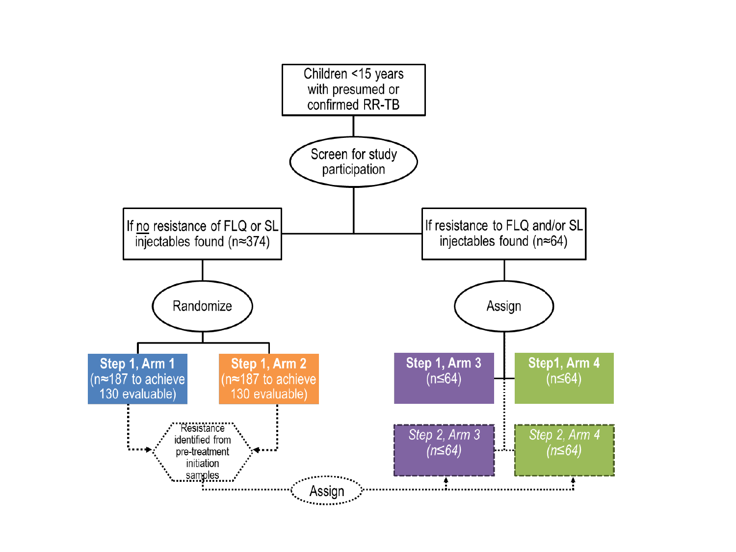Children <15 years with presumed or confirmed RR-TB

Screen for study participation

If no resistance of FLQ or SL injectables found (n≈374)

If resistance to FLQ and/or SL injectables found (n≈64)

Randomize

Assign

**Step 1, Arm 1** (n≈187 to achieve 130 evaluable)

**Step 1, Arm 2** (n≈187 to achieve 130 evaluable)

**Step 1, Arm 3** (n≤64)

**Step1, Arm 4** (n≤64)

Resistance identified from pre-treatment initiation samples

*Step 2, Arm 3* (*n≤64*)

*Step 2, Arm 4* (*n≤64*)

Assign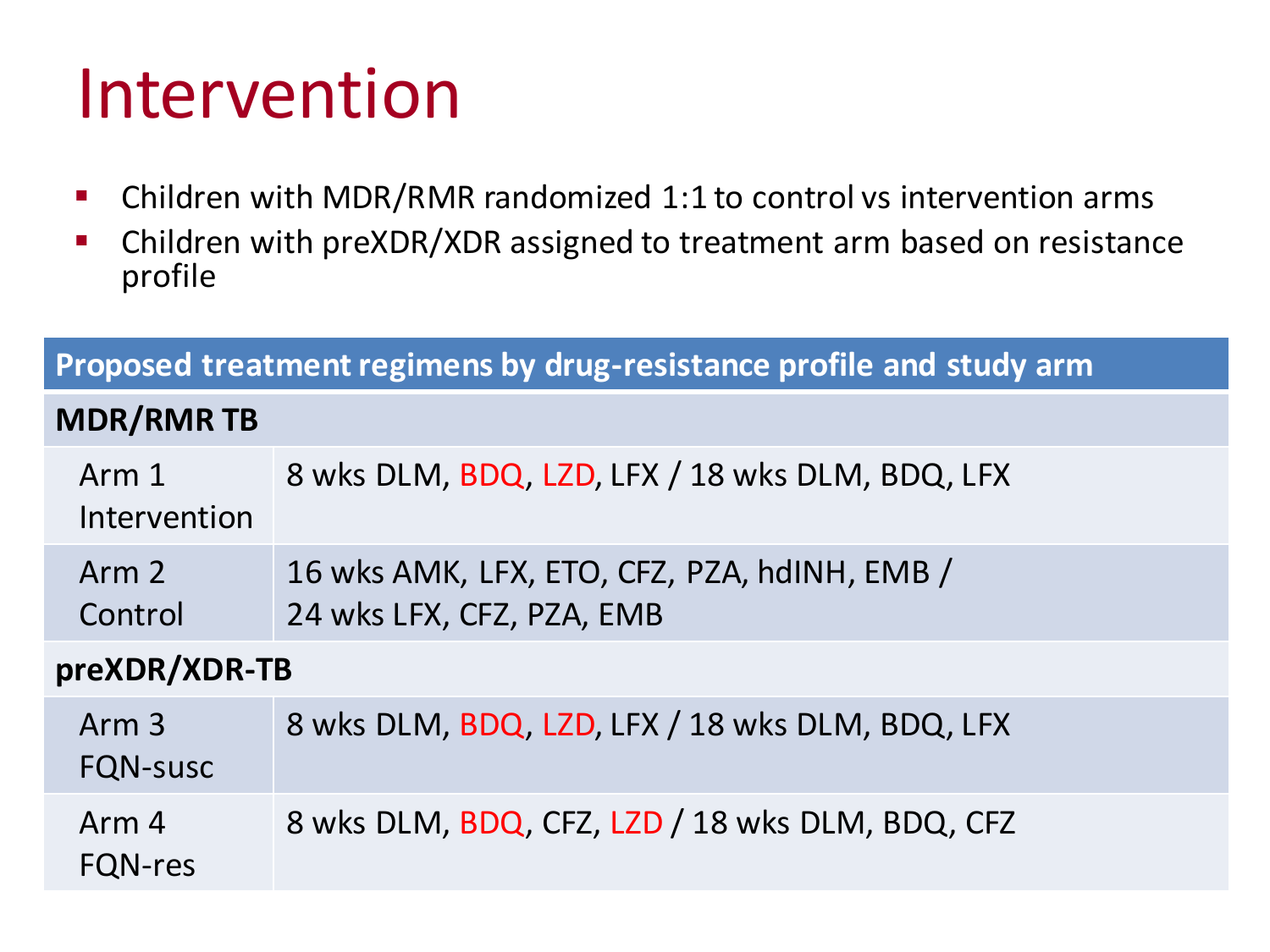# Intervention

- Children with MDR/RMR randomized 1:1 to control vs intervention arms
- Children with preXDR/XDR assigned to treatment arm based on resistance profile

| Proposed treatment regimens by drug-resistance profile and study arm | |
|---|---|
| **MDR/RMR TB** | |
| Arm 1 Intervention | 8 wks DLM, BDQ, LZD, LFX / 18 wks DLM, BDQ, LFX |
| Arm 2 Control | 16 wks AMK, LFX, ETO, CFZ, PZA, hdINH, EMB / 24 wks LFX, CFZ, PZA, EMB |
| **preXDR/XDR-TB** | |
| Arm 3 FQN-susc | 8 wks DLM, BDQ, LZD, LFX / 18 wks DLM, BDQ, LFX |
| Arm 4 FQN-res | 8 wks DLM, BDQ, CFZ, LZD / 18 wks DLM, BDQ, CFZ |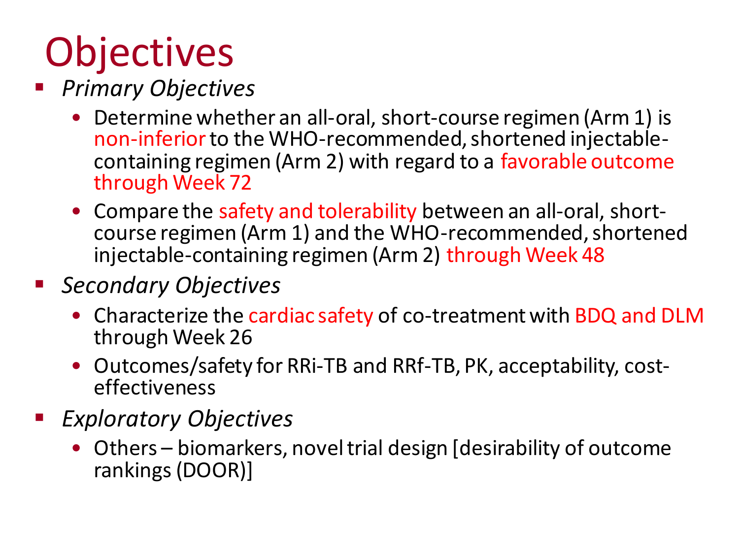# Objectives

- *Primary Objectives*
  - Determine whether an all-oral, short-course regimen (Arm 1) is non-inferior to the WHO-recommended, shortened injectable-containing regimen (Arm 2) with regard to a favorable outcome through Week 72
  - Compare the safety and tolerability between an all-oral, short-course regimen (Arm 1) and the WHO-recommended, shortened injectable-containing regimen (Arm 2) through Week 48
- *Secondary Objectives*
  - Characterize the cardiac safety of co-treatment with BDQ and DLM through Week 26
  - Outcomes/safety for RRi-TB and RRf-TB, PK, acceptability, cost-effectiveness
- *Exploratory Objectives*
  - Others – biomarkers, novel trial design [desirability of outcome rankings (DOOR)]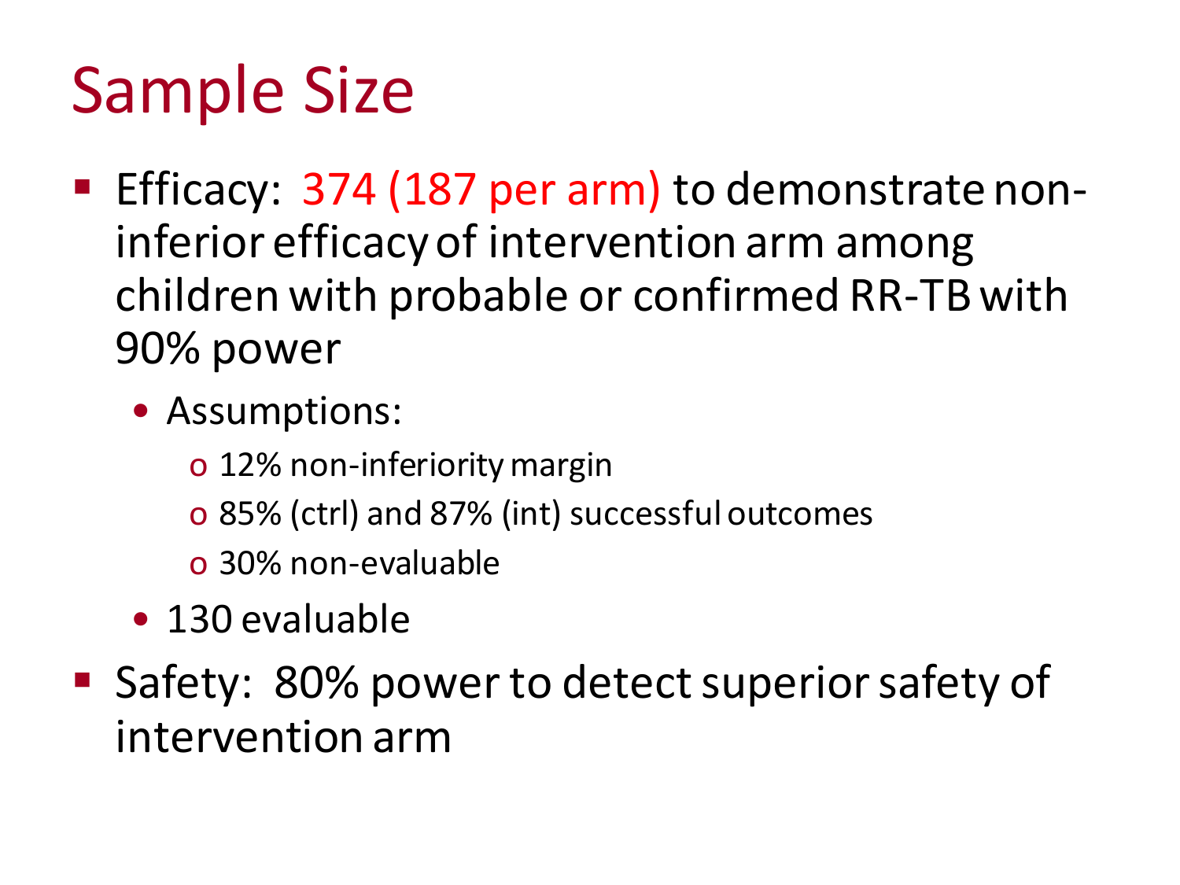# Sample Size

- Efficacy: 374 (187 per arm) to demonstrate non-inferior efficacy of intervention arm among children with probable or confirmed RR-TB with 90% power
  - Assumptions:
    - 12% non-inferiority margin
    - 85% (ctrl) and 87% (int) successful outcomes
    - 30% non-evaluable
  - 130 evaluable
- Safety: 80% power to detect superior safety of intervention arm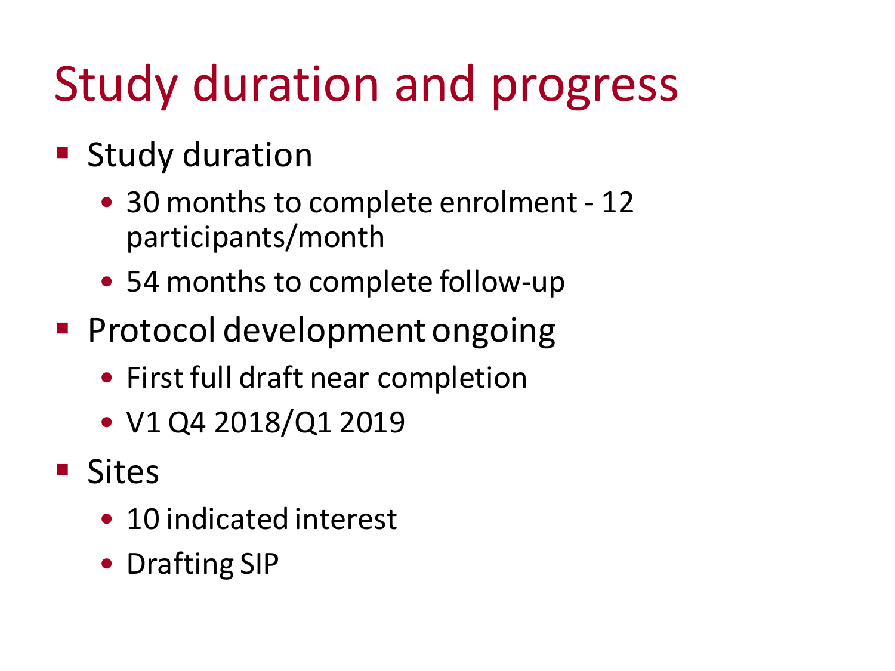# Study duration and progress

- Study duration
  - 30 months to complete enrolment - 12 participants/month
  - 54 months to complete follow-up
- Protocol development ongoing
  - First full draft near completion
  - V1 Q4 2018/Q1 2019
- Sites
  - 10 indicated interest
  - Drafting SIP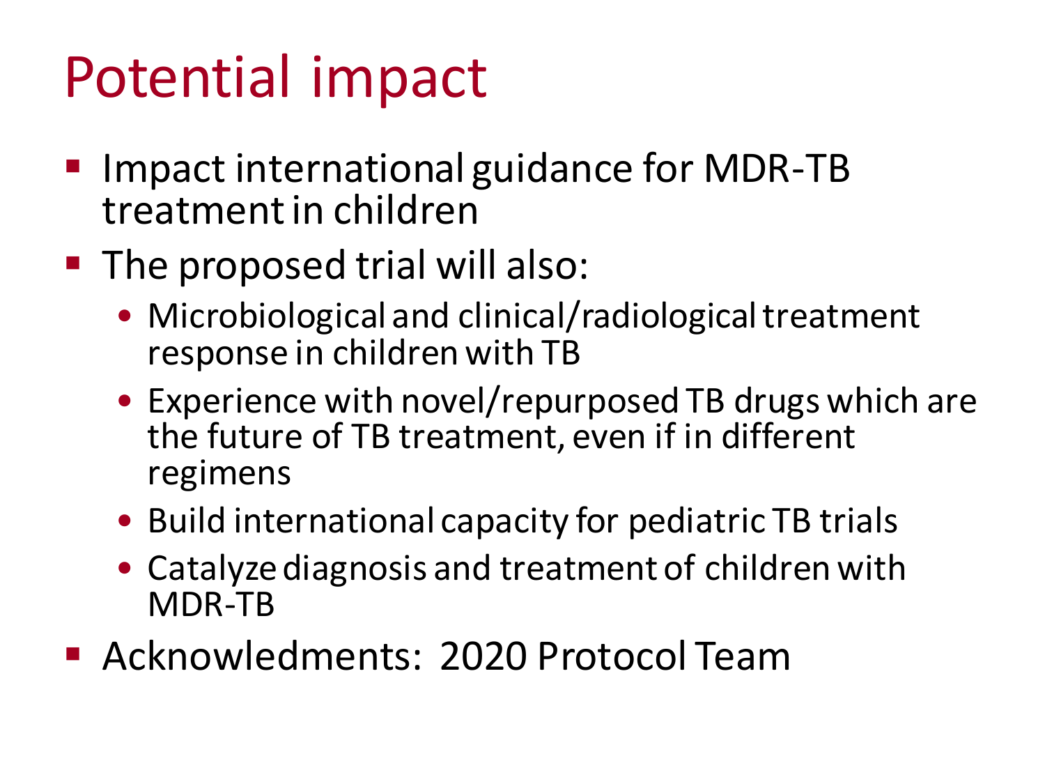# Potential impact

- Impact international guidance for MDR-TB treatment in children
- The proposed trial will also:
  - Microbiological and clinical/radiological treatment response in children with TB
  - Experience with novel/repurposed TB drugs which are the future of TB treatment, even if in different regimens
  - Build international capacity for pediatric TB trials
  - Catalyze diagnosis and treatment of children with MDR-TB
- Acknowledments: 2020 Protocol Team